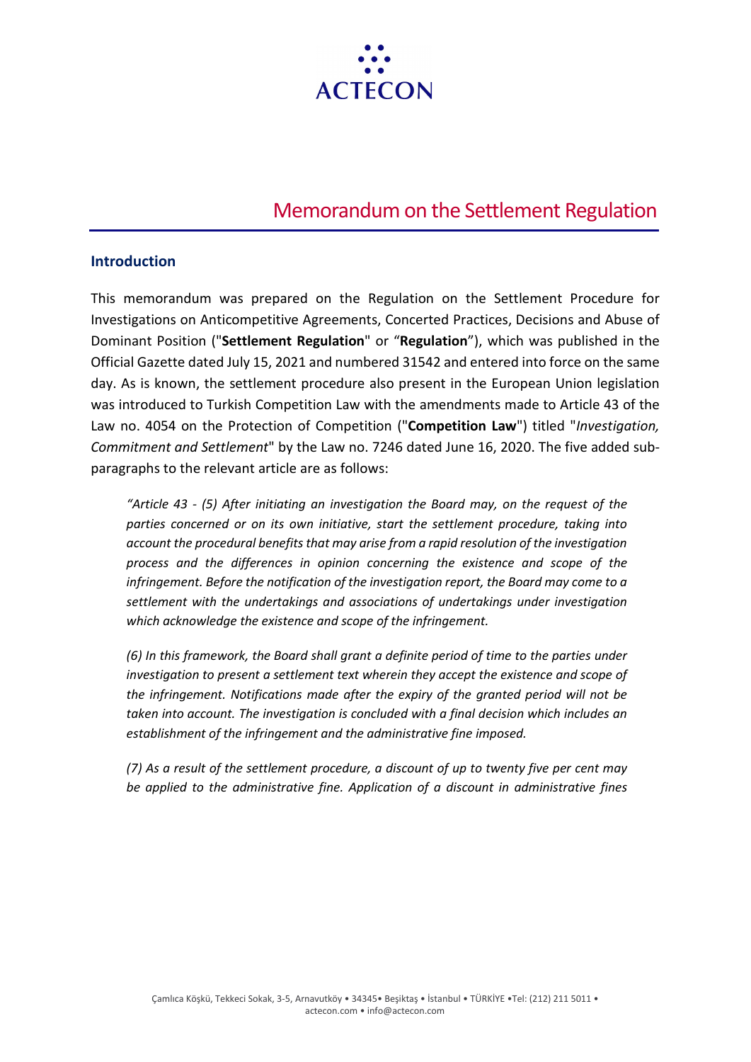ACTECON

# Memorandum on the Settlement Regulation

## Introduction

This memorandum was prepared on the Regulation on the Settlement Procedure for Investigations on Anticompetitive Agreements, Concerted Practices, Decisions and Abuse of Dominant Position ("**Settlement Regulation**" or "**Regulation**"), which was published in the Official Gazette dated July 15, 2021 and numbered 31542 and entered into force on the same day. As is known, the settlement procedure also present in the European Union legislation was introduced to Turkish Competition Law with the amendments made to Article 43 of the Law no. 4054 on the Protection of Competition ("**Competition Law**") titled "*Investigation, Commitment and Settlement*" by the Law no. 7246 dated June 16, 2020. The five added sub-paragraphs to the relevant article are as follows:

> *"Article 43 - (5) After initiating an investigation the Board may, on the request of the parties concerned or on its own initiative, start the settlement procedure, taking into account the procedural benefits that may arise from a rapid resolution of the investigation process and the differences in opinion concerning the existence and scope of the infringement. Before the notification of the investigation report, the Board may come to a settlement with the undertakings and associations of undertakings under investigation which acknowledge the existence and scope of the infringement.*
>
> *(6) In this framework, the Board shall grant a definite period of time to the parties under investigation to present a settlement text wherein they accept the existence and scope of the infringement. Notifications made after the expiry of the granted period will not be taken into account. The investigation is concluded with a final decision which includes an establishment of the infringement and the administrative fine imposed.*
>
> *(7) As a result of the settlement procedure, a discount of up to twenty five per cent may be applied to the administrative fine. Application of a discount in administrative fines*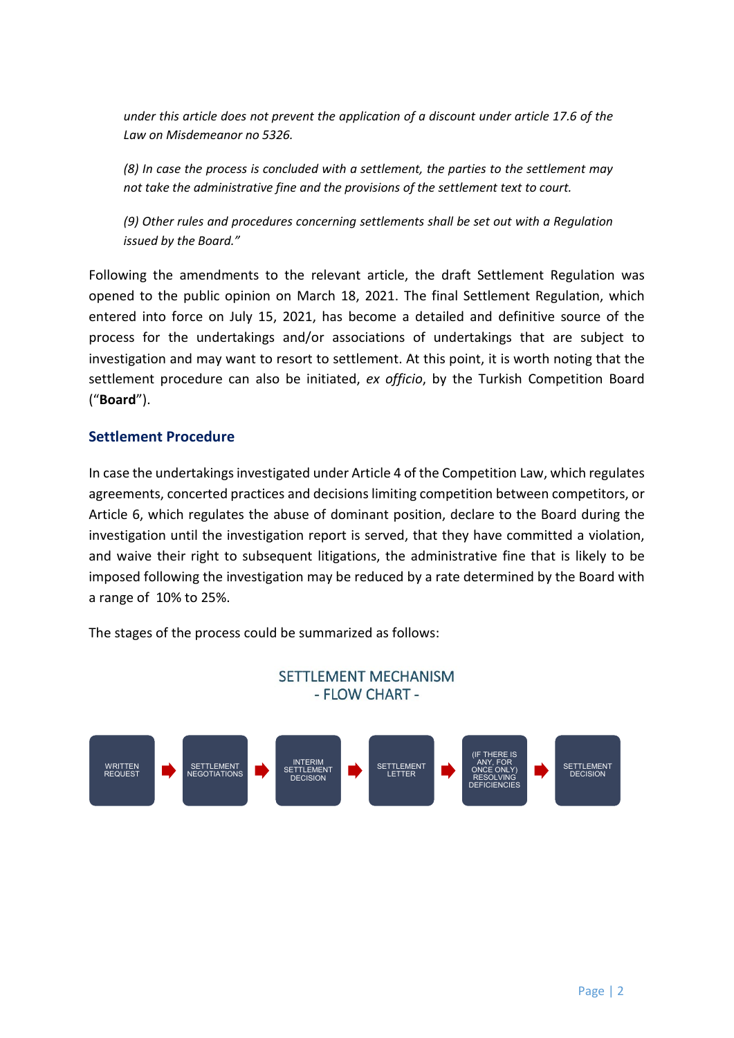*under this article does not prevent the application of a discount under article 17.6 of the Law on Misdemeanor no 5326.*

*(8) In case the process is concluded with a settlement, the parties to the settlement may not take the administrative fine and the provisions of the settlement text to court.*

*(9) Other rules and procedures concerning settlements shall be set out with a Regulation issued by the Board."*

Following the amendments to the relevant article, the draft Settlement Regulation was opened to the public opinion on March 18, 2021. The final Settlement Regulation, which entered into force on July 15, 2021, has become a detailed and definitive source of the process for the undertakings and/or associations of undertakings that are subject to investigation and may want to resort to settlement. At this point, it is worth noting that the settlement procedure can also be initiated, *ex officio*, by the Turkish Competition Board ("**Board**").

## Settlement Procedure

In case the undertakings investigated under Article 4 of the Competition Law, which regulates agreements, concerted practices and decisions limiting competition between competitors, or Article 6, which regulates the abuse of dominant position, declare to the Board during the investigation until the investigation report is served, that they have committed a violation, and waive their right to subsequent litigations, the administrative fine that is likely to be imposed following the investigation may be reduced by a rate determined by the Board with a range of 10% to 25%.

The stages of the process could be summarized as follows:

SETTLEMENT MECHANISM
- FLOW CHART -

WRITTEN REQUEST → SETTLEMENT NEGOTIATIONS → INTERIM SETTLEMENT DECISION → SETTLEMENT LETTER → (IF THERE IS ANY, FOR ONCE ONLY) RESOLVING DEFICIENCIES → SETTLEMENT DECISION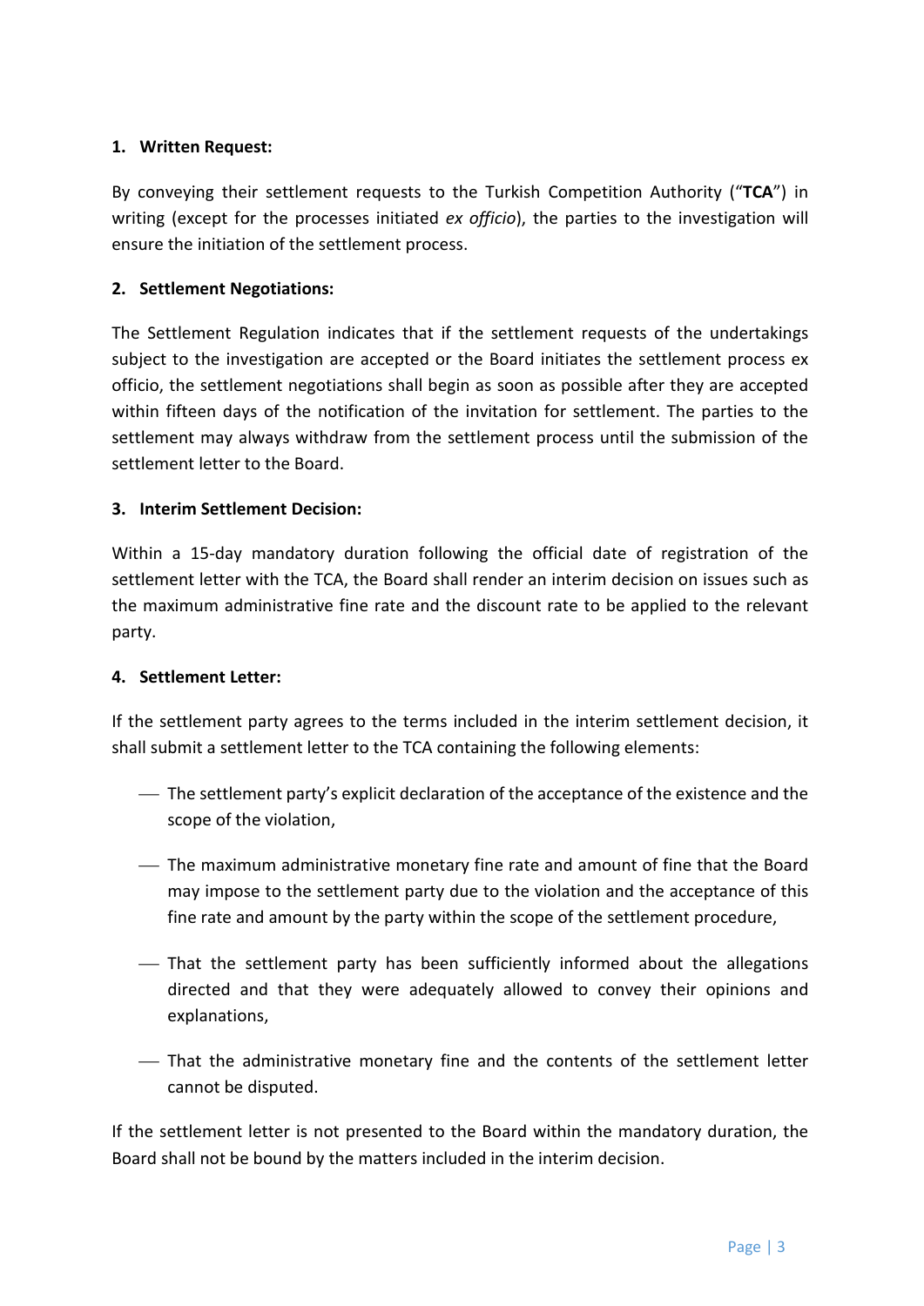**1. Written Request:**

By conveying their settlement requests to the Turkish Competition Authority ("**TCA**") in writing (except for the processes initiated *ex officio*), the parties to the investigation will ensure the initiation of the settlement process.

**2. Settlement Negotiations:**

The Settlement Regulation indicates that if the settlement requests of the undertakings subject to the investigation are accepted or the Board initiates the settlement process ex officio, the settlement negotiations shall begin as soon as possible after they are accepted within fifteen days of the notification of the invitation for settlement. The parties to the settlement may always withdraw from the settlement process until the submission of the settlement letter to the Board.

**3. Interim Settlement Decision:**

Within a 15-day mandatory duration following the official date of registration of the settlement letter with the TCA, the Board shall render an interim decision on issues such as the maximum administrative fine rate and the discount rate to be applied to the relevant party.

**4. Settlement Letter:**

If the settlement party agrees to the terms included in the interim settlement decision, it shall submit a settlement letter to the TCA containing the following elements:

- The settlement party's explicit declaration of the acceptance of the existence and the scope of the violation,
- The maximum administrative monetary fine rate and amount of fine that the Board may impose to the settlement party due to the violation and the acceptance of this fine rate and amount by the party within the scope of the settlement procedure,
- That the settlement party has been sufficiently informed about the allegations directed and that they were adequately allowed to convey their opinions and explanations,
- That the administrative monetary fine and the contents of the settlement letter cannot be disputed.

If the settlement letter is not presented to the Board within the mandatory duration, the Board shall not be bound by the matters included in the interim decision.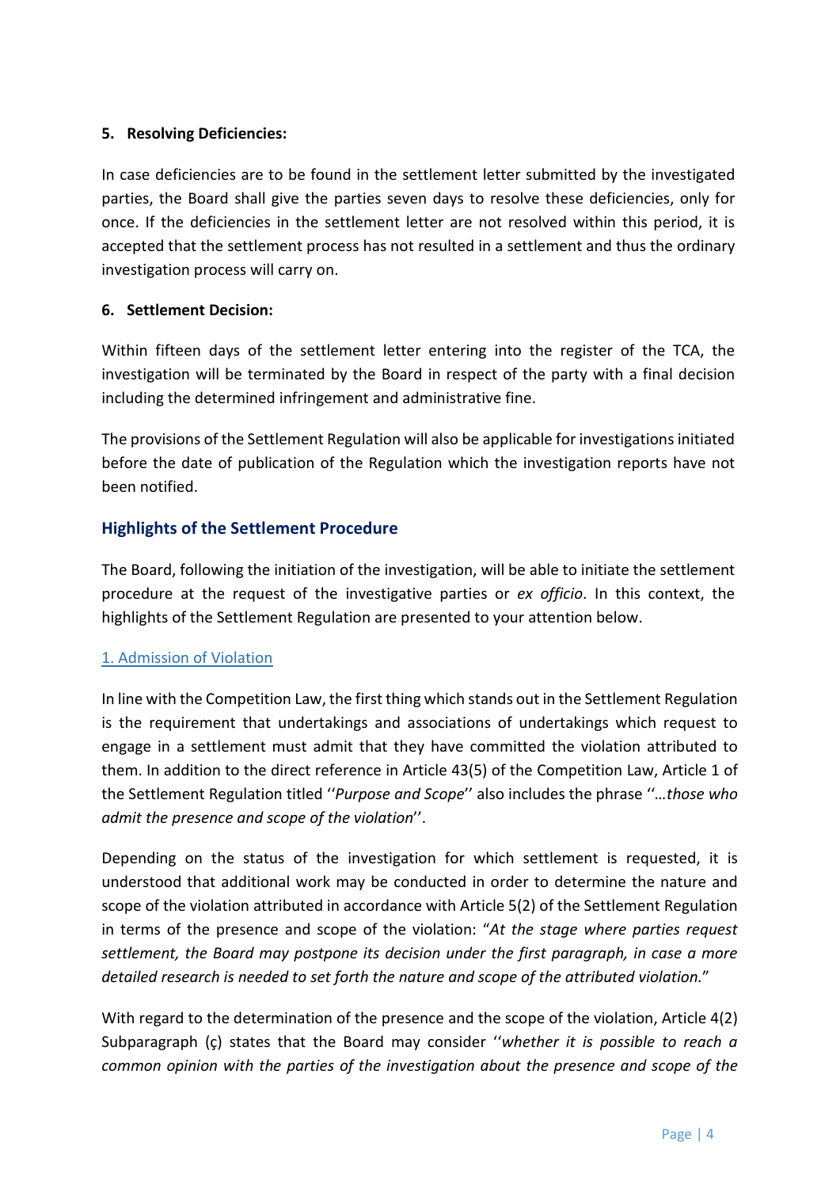**5. Resolving Deficiencies:**

In case deficiencies are to be found in the settlement letter submitted by the investigated parties, the Board shall give the parties seven days to resolve these deficiencies, only for once. If the deficiencies in the settlement letter are not resolved within this period, it is accepted that the settlement process has not resulted in a settlement and thus the ordinary investigation process will carry on.

**6. Settlement Decision:**

Within fifteen days of the settlement letter entering into the register of the TCA, the investigation will be terminated by the Board in respect of the party with a final decision including the determined infringement and administrative fine.

The provisions of the Settlement Regulation will also be applicable for investigations initiated before the date of publication of the Regulation which the investigation reports have not been notified.

## Highlights of the Settlement Procedure

The Board, following the initiation of the investigation, will be able to initiate the settlement procedure at the request of the investigative parties or *ex officio*. In this context, the highlights of the Settlement Regulation are presented to your attention below.

### 1. Admission of Violation

In line with the Competition Law, the first thing which stands out in the Settlement Regulation is the requirement that undertakings and associations of undertakings which request to engage in a settlement must admit that they have committed the violation attributed to them. In addition to the direct reference in Article 43(5) of the Competition Law, Article 1 of the Settlement Regulation titled ''*Purpose and Scope*'' also includes the phrase ''*…those who admit the presence and scope of the violation*''.

Depending on the status of the investigation for which settlement is requested, it is understood that additional work may be conducted in order to determine the nature and scope of the violation attributed in accordance with Article 5(2) of the Settlement Regulation in terms of the presence and scope of the violation: "*At the stage where parties request settlement, the Board may postpone its decision under the first paragraph, in case a more detailed research is needed to set forth the nature and scope of the attributed violation.*"

With regard to the determination of the presence and the scope of the violation, Article 4(2) Subparagraph (ç) states that the Board may consider ''*whether it is possible to reach a common opinion with the parties of the investigation about the presence and scope of the*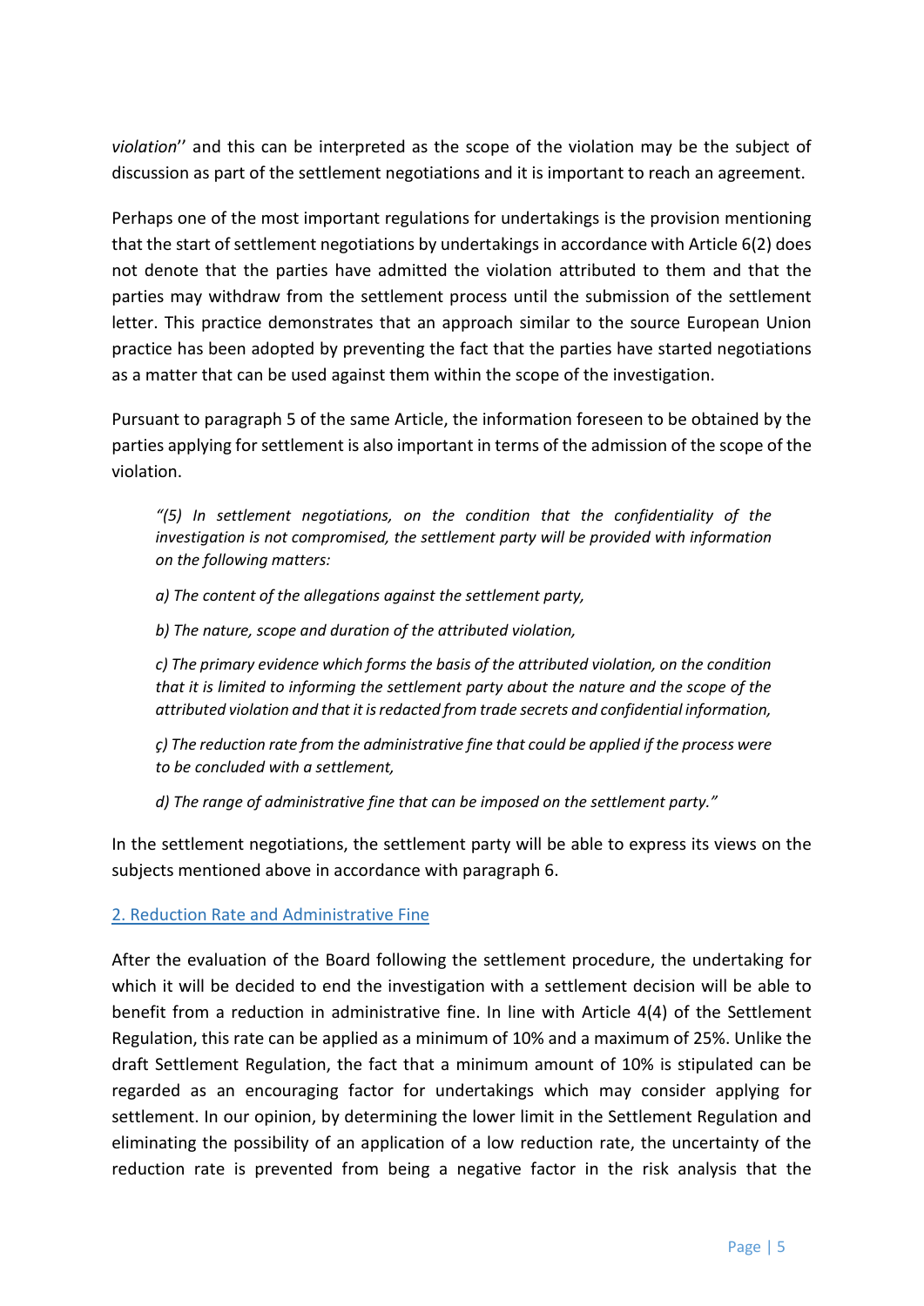*violation*'' and this can be interpreted as the scope of the violation may be the subject of discussion as part of the settlement negotiations and it is important to reach an agreement.

Perhaps one of the most important regulations for undertakings is the provision mentioning that the start of settlement negotiations by undertakings in accordance with Article 6(2) does not denote that the parties have admitted the violation attributed to them and that the parties may withdraw from the settlement process until the submission of the settlement letter. This practice demonstrates that an approach similar to the source European Union practice has been adopted by preventing the fact that the parties have started negotiations as a matter that can be used against them within the scope of the investigation.

Pursuant to paragraph 5 of the same Article, the information foreseen to be obtained by the parties applying for settlement is also important in terms of the admission of the scope of the violation.

> *"(5) In settlement negotiations, on the condition that the confidentiality of the investigation is not compromised, the settlement party will be provided with information on the following matters:*
>
> *a) The content of the allegations against the settlement party,*
>
> *b) The nature, scope and duration of the attributed violation,*
>
> *c) The primary evidence which forms the basis of the attributed violation, on the condition that it is limited to informing the settlement party about the nature and the scope of the attributed violation and that it is redacted from trade secrets and confidential information,*
>
> *ç) The reduction rate from the administrative fine that could be applied if the process were to be concluded with a settlement,*
>
> *d) The range of administrative fine that can be imposed on the settlement party."*

In the settlement negotiations, the settlement party will be able to express its views on the subjects mentioned above in accordance with paragraph 6.

## 2. Reduction Rate and Administrative Fine

After the evaluation of the Board following the settlement procedure, the undertaking for which it will be decided to end the investigation with a settlement decision will be able to benefit from a reduction in administrative fine. In line with Article 4(4) of the Settlement Regulation, this rate can be applied as a minimum of 10% and a maximum of 25%. Unlike the draft Settlement Regulation, the fact that a minimum amount of 10% is stipulated can be regarded as an encouraging factor for undertakings which may consider applying for settlement. In our opinion, by determining the lower limit in the Settlement Regulation and eliminating the possibility of an application of a low reduction rate, the uncertainty of the reduction rate is prevented from being a negative factor in the risk analysis that the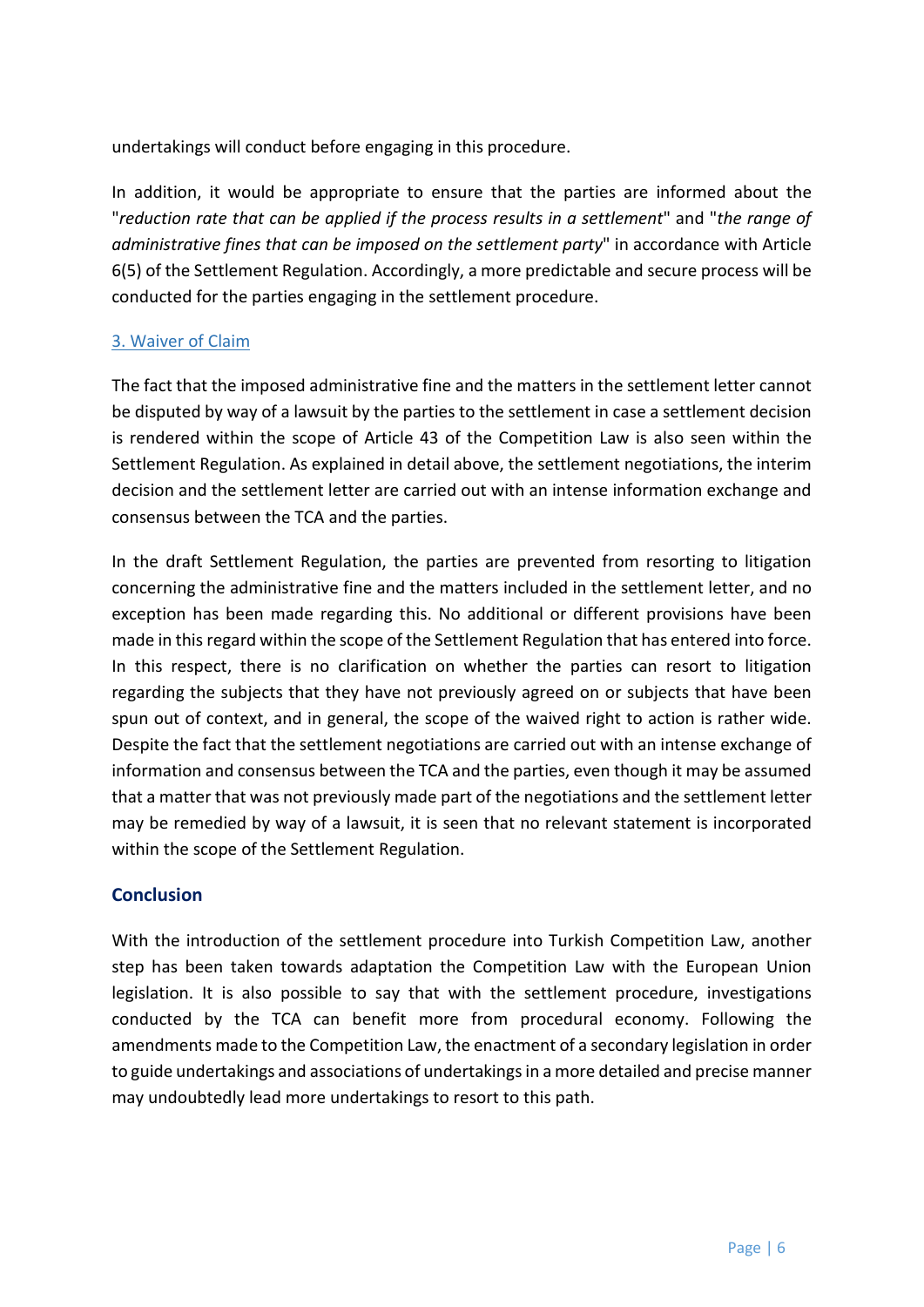undertakings will conduct before engaging in this procedure.

In addition, it would be appropriate to ensure that the parties are informed about the "*reduction rate that can be applied if the process results in a settlement*" and "*the range of administrative fines that can be imposed on the settlement party*" in accordance with Article 6(5) of the Settlement Regulation. Accordingly, a more predictable and secure process will be conducted for the parties engaging in the settlement procedure.

### 3. Waiver of Claim

The fact that the imposed administrative fine and the matters in the settlement letter cannot be disputed by way of a lawsuit by the parties to the settlement in case a settlement decision is rendered within the scope of Article 43 of the Competition Law is also seen within the Settlement Regulation. As explained in detail above, the settlement negotiations, the interim decision and the settlement letter are carried out with an intense information exchange and consensus between the TCA and the parties.

In the draft Settlement Regulation, the parties are prevented from resorting to litigation concerning the administrative fine and the matters included in the settlement letter, and no exception has been made regarding this. No additional or different provisions have been made in this regard within the scope of the Settlement Regulation that has entered into force. In this respect, there is no clarification on whether the parties can resort to litigation regarding the subjects that they have not previously agreed on or subjects that have been spun out of context, and in general, the scope of the waived right to action is rather wide. Despite the fact that the settlement negotiations are carried out with an intense exchange of information and consensus between the TCA and the parties, even though it may be assumed that a matter that was not previously made part of the negotiations and the settlement letter may be remedied by way of a lawsuit, it is seen that no relevant statement is incorporated within the scope of the Settlement Regulation.

## Conclusion

With the introduction of the settlement procedure into Turkish Competition Law, another step has been taken towards adaptation the Competition Law with the European Union legislation. It is also possible to say that with the settlement procedure, investigations conducted by the TCA can benefit more from procedural economy. Following the amendments made to the Competition Law, the enactment of a secondary legislation in order to guide undertakings and associations of undertakings in a more detailed and precise manner may undoubtedly lead more undertakings to resort to this path.